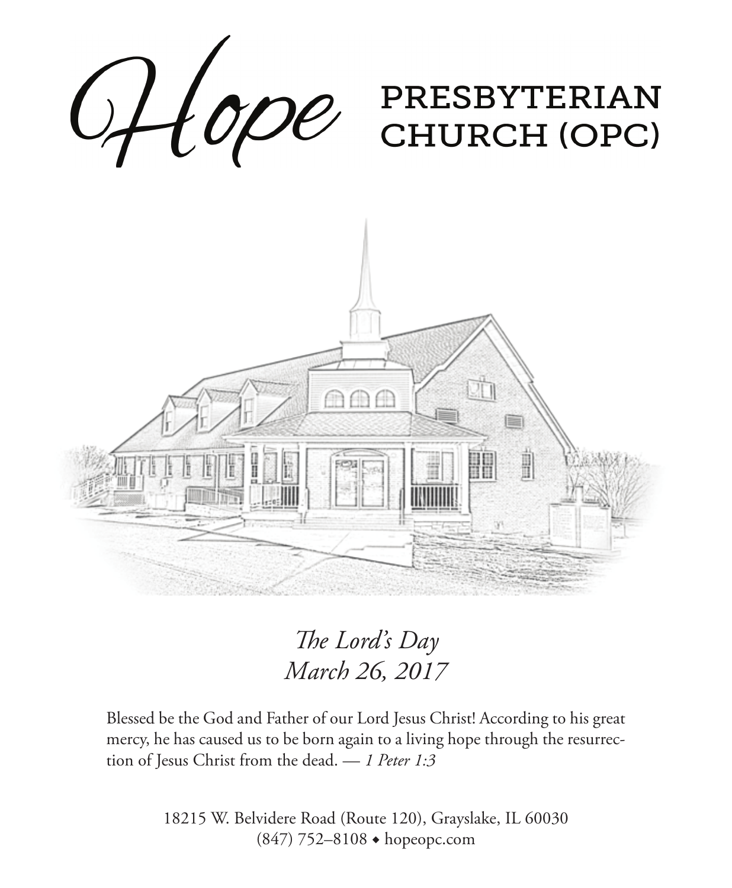# Hope PRESBYTERIAN CHURCH (OPC)

*The Lord's Day*
*March 26, 2017*

Blessed be the God and Father of our Lord Jesus Christ! According to his great mercy, he has caused us to be born again to a living hope through the resurrection of Jesus Christ from the dead. — *1 Peter 1:3*

18215 W. Belvidere Road (Route 120), Grayslake, IL 60030
(847) 752–8108 ◆ hopeopc.com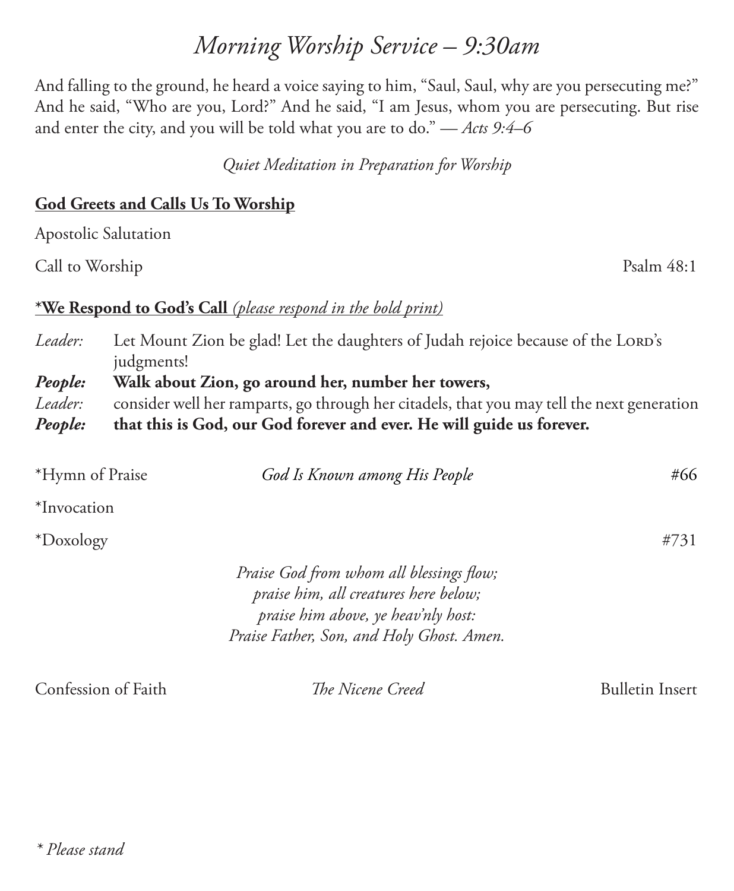# *Morning Worship Service – 9:30am*

And falling to the ground, he heard a voice saying to him, "Saul, Saul, why are you persecuting me?" And he said, "Who are you, Lord?" And he said, "I am Jesus, whom you are persecuting. But rise and enter the city, and you will be told what you are to do." — *Acts 9:4–6*

*Quiet Meditation in Preparation for Worship*

**God Greets and Calls Us To Worship**

Apostolic Salutation

Call to Worship — Psalm 48:1

***We Respond to God's Call** *(please respond in the bold print)*

*Leader:* Let Mount Zion be glad! Let the daughters of Judah rejoice because of the Lord's judgments!

***People:*** **Walk about Zion, go around her, number her towers,**

*Leader:* consider well her ramparts, go through her citadels, that you may tell the next generation

***People:*** **that this is God, our God forever and ever. He will guide us forever.**

*Hymn of Praise — *God Is Known among His People* — #66

*Invocation

*Doxology — #731

*Praise God from whom all blessings flow;*
*praise him, all creatures here below;*
*praise him above, ye heav'nly host:*
*Praise Father, Son, and Holy Ghost. Amen.*

Confession of Faith — *The Nicene Creed* — Bulletin Insert

*\* Please stand*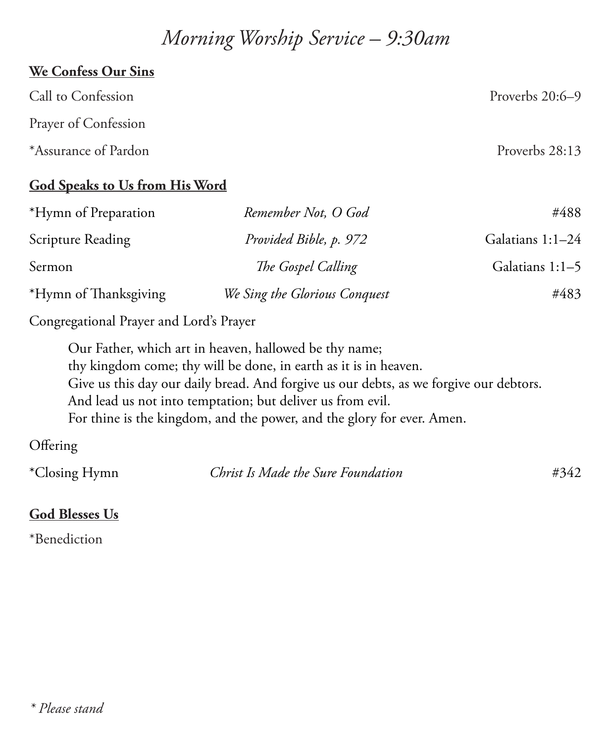# *Morning Worship Service – 9:30am*

**We Confess Our Sins**

| | | |
|---|---|---|
| Call to Confession | | Proverbs 20:6–9 |
| Prayer of Confession | | |
| *Assurance of Pardon | | Proverbs 28:13 |

**God Speaks to Us from His Word**

| | | |
|---|---|---|
| *Hymn of Preparation | *Remember Not, O God* | #488 |
| Scripture Reading | *Provided Bible, p. 972* | Galatians 1:1–24 |
| Sermon | *The Gospel Calling* | Galatians 1:1–5 |
| *Hymn of Thanksgiving | *We Sing the Glorious Conquest* | #483 |

Congregational Prayer and Lord's Prayer

> Our Father, which art in heaven, hallowed be thy name;
> thy kingdom come; thy will be done, in earth as it is in heaven.
> Give us this day our daily bread. And forgive us our debts, as we forgive our debtors.
> And lead us not into temptation; but deliver us from evil.
> For thine is the kingdom, and the power, and the glory for ever. Amen.

Offering

| | | |
|---|---|---|
| *Closing Hymn | *Christ Is Made the Sure Foundation* | #342 |

**God Blesses Us**

*Benediction

*\* Please stand*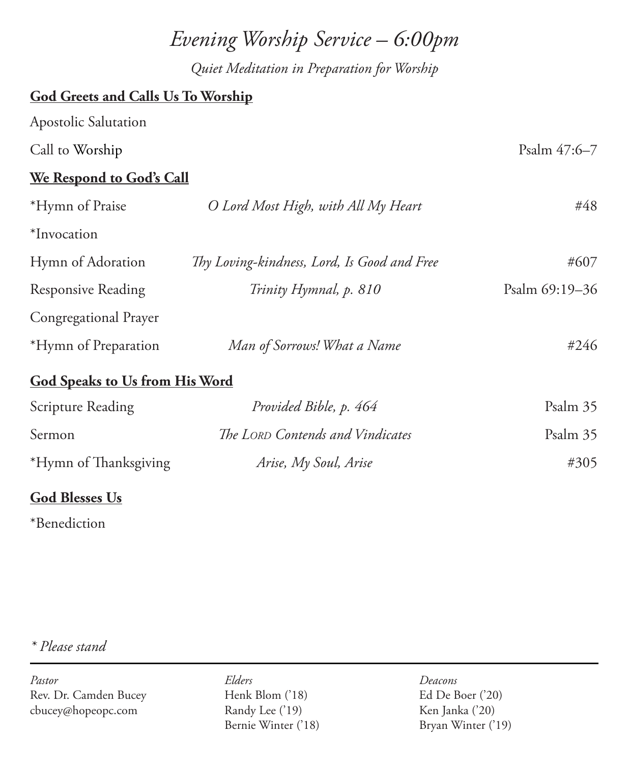# *Evening Worship Service – 6:00pm*

*Quiet Meditation in Preparation for Worship*

**God Greets and Calls Us To Worship**

| | | |
|---|---|---|
| Apostolic Salutation | | |
| Call to Worship | | Psalm 47:6–7 |

**We Respond to God's Call**

| | | |
|---|---|---|
| *Hymn of Praise | *O Lord Most High, with All My Heart* | #48 |
| *Invocation | | |
| Hymn of Adoration | *Thy Loving-kindness, Lord, Is Good and Free* | #607 |
| Responsive Reading | *Trinity Hymnal, p. 810* | Psalm 69:19–36 |
| Congregational Prayer | | |
| *Hymn of Preparation | *Man of Sorrows! What a Name* | #246 |

**God Speaks to Us from His Word**

| | | |
|---|---|---|
| Scripture Reading | *Provided Bible, p. 464* | Psalm 35 |
| Sermon | *The LORD Contends and Vindicates* | Psalm 35 |
| *Hymn of Thanksgiving | *Arise, My Soul, Arise* | #305 |

**God Blesses Us**

*Benediction

*\* Please stand*

---

*Pastor*
Rev. Dr. Camden Bucey
cbucey@hopeopc.com

*Elders*
Henk Blom ('18)
Randy Lee ('19)
Bernie Winter ('18)

*Deacons*
Ed De Boer ('20)
Ken Janka ('20)
Bryan Winter ('19)